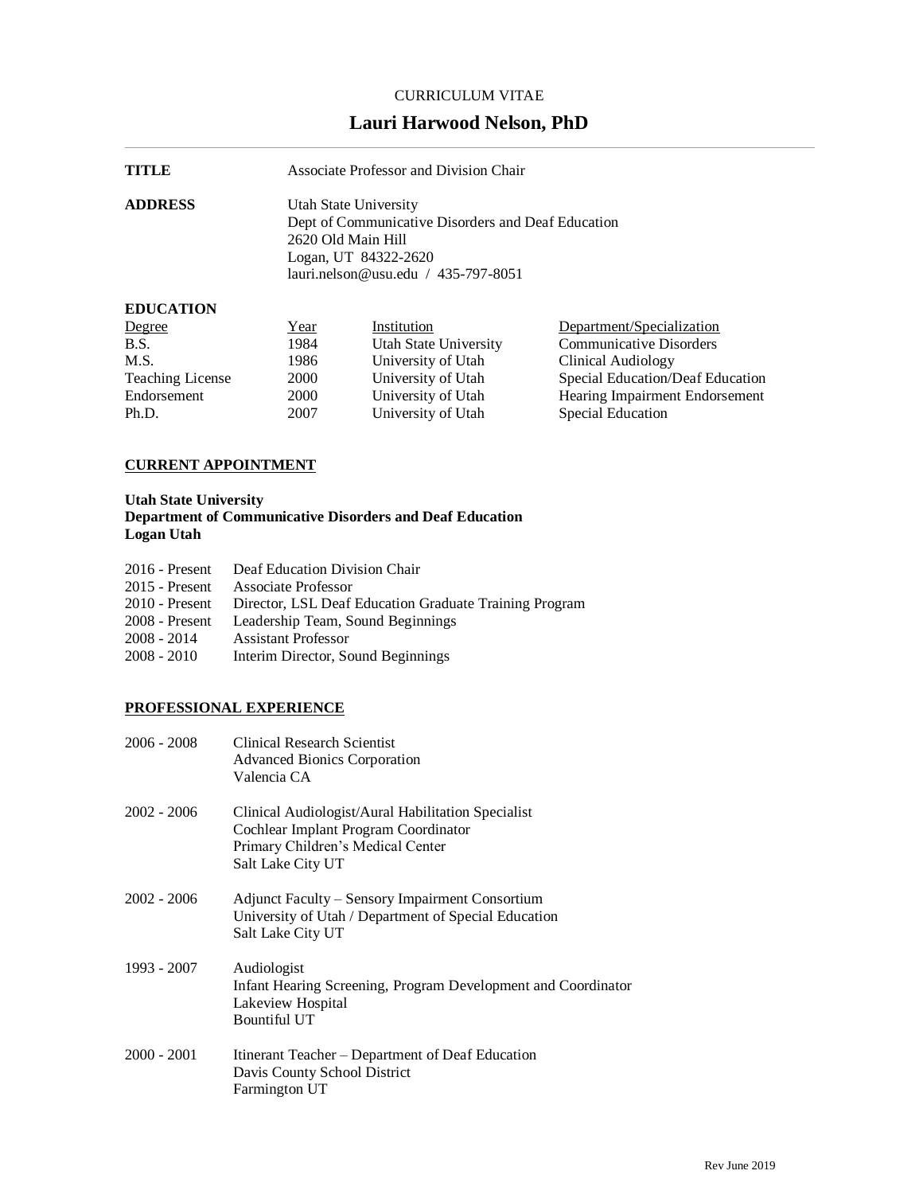CURRICULUM VITAE

# Lauri Harwood Nelson, PhD

---

**TITLE** Associate Professor and Division Chair

**ADDRESS** Utah State University
Dept of Communicative Disorders and Deaf Education
2620 Old Main Hill
Logan, UT 84322-2620
lauri.nelson@usu.edu / 435-797-8051

**EDUCATION**

| Degree | Year | Institution | Department/Specialization |
|---|---|---|---|
| B.S. | 1984 | Utah State University | Communicative Disorders |
| M.S. | 1986 | University of Utah | Clinical Audiology |
| Teaching License | 2000 | University of Utah | Special Education/Deaf Education |
| Endorsement | 2000 | University of Utah | Hearing Impairment Endorsement |
| Ph.D. | 2007 | University of Utah | Special Education |

## CURRENT APPOINTMENT

**Utah State University**
**Department of Communicative Disorders and Deaf Education**
**Logan Utah**

2016 - Present Deaf Education Division Chair
2015 - Present Associate Professor
2010 - Present Director, LSL Deaf Education Graduate Training Program
2008 - Present Leadership Team, Sound Beginnings
2008 - 2014 Assistant Professor
2008 - 2010 Interim Director, Sound Beginnings

## PROFESSIONAL EXPERIENCE

2006 - 2008 Clinical Research Scientist
Advanced Bionics Corporation
Valencia CA

2002 - 2006 Clinical Audiologist/Aural Habilitation Specialist
Cochlear Implant Program Coordinator
Primary Children's Medical Center
Salt Lake City UT

2002 - 2006 Adjunct Faculty – Sensory Impairment Consortium
University of Utah / Department of Special Education
Salt Lake City UT

1993 - 2007 Audiologist
Infant Hearing Screening, Program Development and Coordinator
Lakeview Hospital
Bountiful UT

2000 - 2001 Itinerant Teacher – Department of Deaf Education
Davis County School District
Farmington UT

Rev June 2019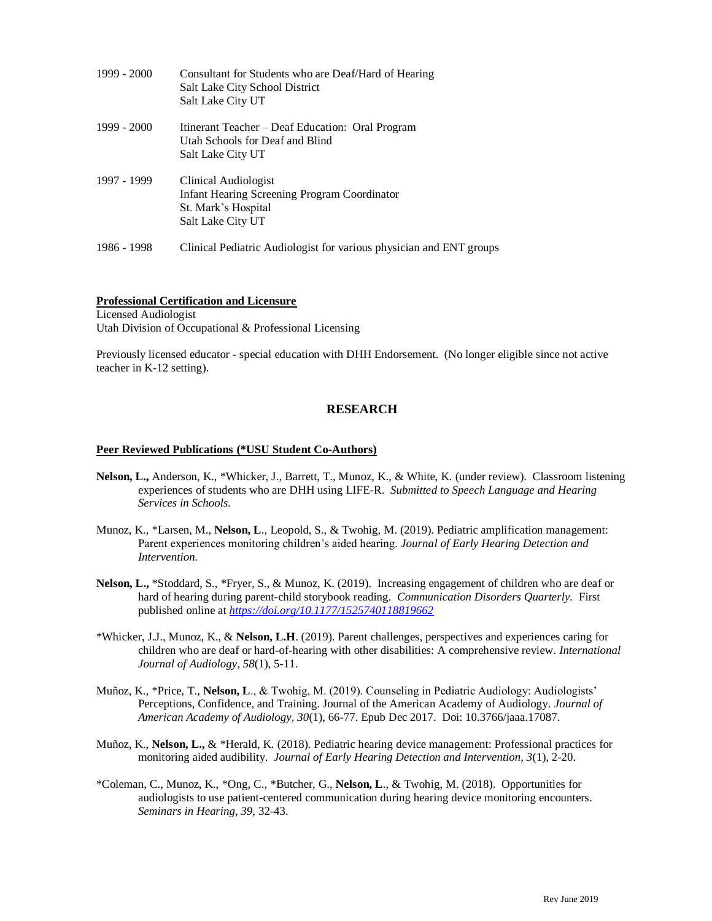1999 - 2000 Consultant for Students who are Deaf/Hard of Hearing
Salt Lake City School District
Salt Lake City UT

1999 - 2000 Itinerant Teacher – Deaf Education: Oral Program
Utah Schools for Deaf and Blind
Salt Lake City UT

1997 - 1999 Clinical Audiologist
Infant Hearing Screening Program Coordinator
St. Mark's Hospital
Salt Lake City UT

1986 - 1998 Clinical Pediatric Audiologist for various physician and ENT groups

**Professional Certification and Licensure**

Licensed Audiologist
Utah Division of Occupational & Professional Licensing

Previously licensed educator - special education with DHH Endorsement. (No longer eligible since not active teacher in K-12 setting).

## RESEARCH

**Peer Reviewed Publications (*USU Student Co-Authors)**

**Nelson, L.,** Anderson, K., *Whicker, J., Barrett, T., Munoz, K., & White, K. (under review). Classroom listening experiences of students who are DHH using LIFE-R. *Submitted to Speech Language and Hearing Services in Schools.*

Munoz, K., *Larsen, M., **Nelson, L**., Leopold, S., & Twohig, M. (2019). Pediatric amplification management: Parent experiences monitoring children's aided hearing. *Journal of Early Hearing Detection and Intervention.*

**Nelson, L.,** *Stoddard, S., *Fryer, S., & Munoz, K. (2019). Increasing engagement of children who are deaf or hard of hearing during parent-child storybook reading. *Communication Disorders Quarterly.* First published online at *https://doi.org/10.1177/1525740118819662*

*Whicker, J.J., Munoz, K., & **Nelson, L.H**. (2019). Parent challenges, perspectives and experiences caring for children who are deaf or hard-of-hearing with other disabilities: A comprehensive review. *International Journal of Audiology*, *58*(1), 5-11.

Muñoz, K., *Price, T., **Nelson, L**., & Twohig, M. (2019). Counseling in Pediatric Audiology: Audiologists' Perceptions, Confidence, and Training. Journal of the American Academy of Audiology. *Journal of American Academy of Audiology*, *30*(1), 66-77. Epub Dec 2017. Doi: 10.3766/jaaa.17087.

Muñoz, K., **Nelson, L.,** & *Herald, K. (2018). Pediatric hearing device management: Professional practices for monitoring aided audibility. *Journal of Early Hearing Detection and Intervention, 3*(1), 2-20.

*Coleman, C., Munoz, K., *Ong, C., *Butcher, G., **Nelson, L**., & Twohig, M. (2018). Opportunities for audiologists to use patient-centered communication during hearing device monitoring encounters. *Seminars in Hearing, 39,* 32-43.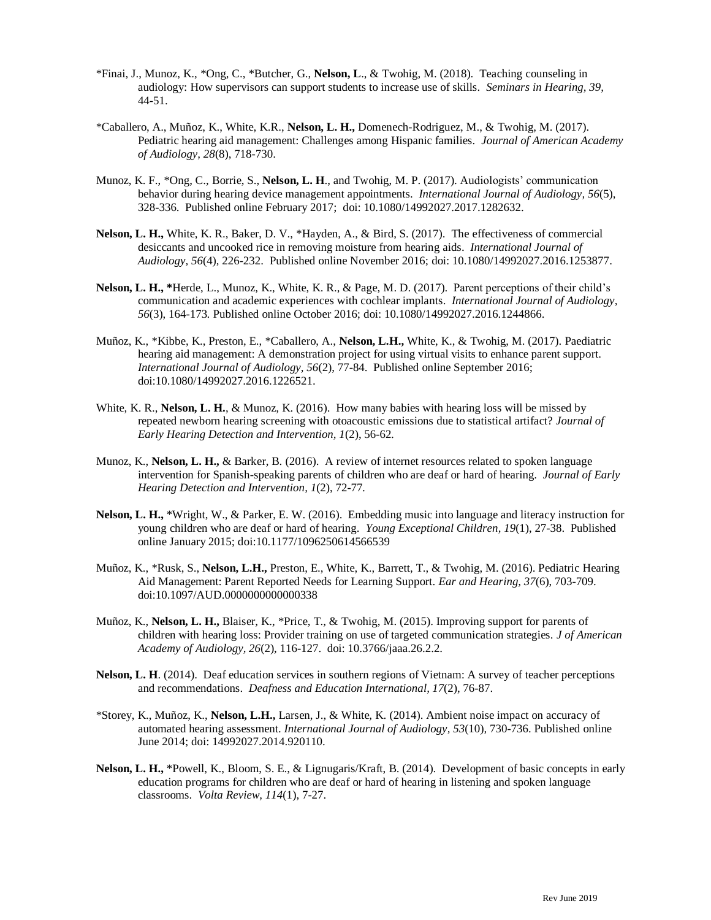*Finai, J., Munoz, K., *Ong, C., *Butcher, G., **Nelson, L**., & Twohig, M. (2018). Teaching counseling in audiology: How supervisors can support students to increase use of skills. *Seminars in Hearing, 39,* 44-51.

*Caballero, A., Muñoz, K., White, K.R., **Nelson, L. H.,** Domenech-Rodriguez, M., & Twohig, M. (2017). Pediatric hearing aid management: Challenges among Hispanic families. *Journal of American Academy of Audiology, 28*(8), 718-730.

Munoz, K. F., *Ong, C., Borrie, S., **Nelson, L. H**., and Twohig, M. P. (2017). Audiologists' communication behavior during hearing device management appointments. *International Journal of Audiology, 56*(5), 328-336. Published online February 2017; doi: 10.1080/14992027.2017.1282632.

**Nelson, L. H.,** White, K. R., Baker, D. V., *Hayden, A., & Bird, S. (2017). The effectiveness of commercial desiccants and uncooked rice in removing moisture from hearing aids. *International Journal of Audiology, 56*(4), 226-232. Published online November 2016; doi: 10.1080/14992027.2016.1253877.

**Nelson, L. H., ***Herde, L., Munoz, K., White, K. R., & Page, M. D. (2017). Parent perceptions of their child's communication and academic experiences with cochlear implants. *International Journal of Audiology, 56*(3), 164-173. Published online October 2016; doi: 10.1080/14992027.2016.1244866.

Muñoz, K., *Kibbe, K., Preston, E., *Caballero, A., **Nelson, L.H.,** White, K., & Twohig, M. (2017). Paediatric hearing aid management: A demonstration project for using virtual visits to enhance parent support. *International Journal of Audiology, 56*(2), 77-84. Published online September 2016; doi:10.1080/14992027.2016.1226521.

White, K. R., **Nelson, L. H.**, & Munoz, K. (2016). How many babies with hearing loss will be missed by repeated newborn hearing screening with otoacoustic emissions due to statistical artifact? *Journal of Early Hearing Detection and Intervention, 1*(2), 56-62.

Munoz, K., **Nelson, L. H.,** & Barker, B. (2016). A review of internet resources related to spoken language intervention for Spanish-speaking parents of children who are deaf or hard of hearing. *Journal of Early Hearing Detection and Intervention, 1*(2), 72-77.

**Nelson, L. H.,** *Wright, W., & Parker, E. W. (2016). Embedding music into language and literacy instruction for young children who are deaf or hard of hearing. *Young Exceptional Children, 19*(1), 27-38. Published online January 2015; doi:10.1177/1096250614566539

Muñoz, K., *Rusk, S., **Nelson, L.H.,** Preston, E., White, K., Barrett, T., & Twohig, M. (2016). Pediatric Hearing Aid Management: Parent Reported Needs for Learning Support. *Ear and Hearing, 37*(6), 703-709. doi:10.1097/AUD.0000000000000338

Muñoz, K., **Nelson, L. H.,** Blaiser, K., *Price, T., & Twohig, M. (2015). Improving support for parents of children with hearing loss: Provider training on use of targeted communication strategies. *J of American Academy of Audiology, 26*(2), 116-127. doi: 10.3766/jaaa.26.2.2.

**Nelson, L. H**. (2014). Deaf education services in southern regions of Vietnam: A survey of teacher perceptions and recommendations. *Deafness and Education International, 17*(2), 76-87.

*Storey, K., Muñoz, K., **Nelson, L.H.,** Larsen, J., & White, K. (2014). Ambient noise impact on accuracy of automated hearing assessment. *International Journal of Audiology, 53*(10), 730-736. Published online June 2014; doi: 14992027.2014.920110.

**Nelson, L. H.,** *Powell, K., Bloom, S. E., & Lignugaris/Kraft, B. (2014). Development of basic concepts in early education programs for children who are deaf or hard of hearing in listening and spoken language classrooms. *Volta Review, 114*(1), 7-27.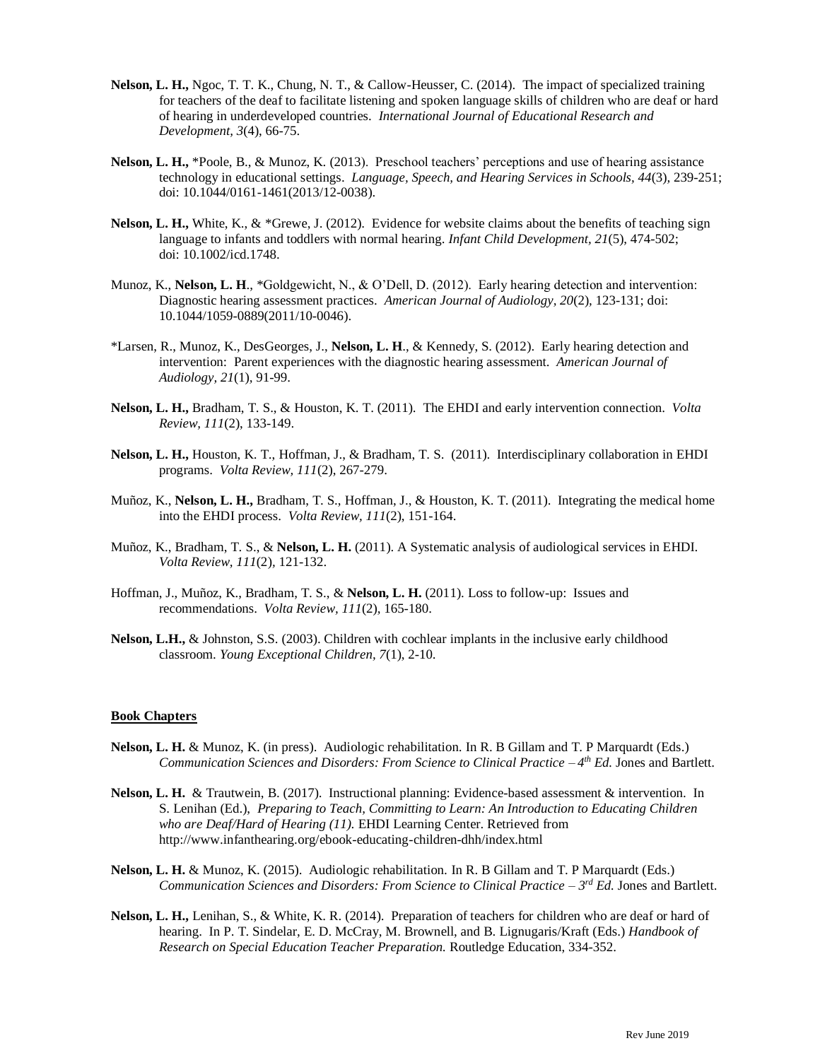**Nelson, L. H.,** Ngoc, T. T. K., Chung, N. T., & Callow-Heusser, C. (2014). The impact of specialized training for teachers of the deaf to facilitate listening and spoken language skills of children who are deaf or hard of hearing in underdeveloped countries. *International Journal of Educational Research and Development, 3*(4), 66-75.

**Nelson, L. H.,** *Poole, B., & Munoz, K. (2013). Preschool teachers' perceptions and use of hearing assistance technology in educational settings. *Language, Speech, and Hearing Services in Schools, 44*(3), 239-251; doi: 10.1044/0161-1461(2013/12-0038).

**Nelson, L. H.,** White, K., & *Grewe, J. (2012). Evidence for website claims about the benefits of teaching sign language to infants and toddlers with normal hearing. *Infant Child Development, 21*(5), 474-502; doi: 10.1002/icd.1748.

Munoz, K., **Nelson, L. H**., *Goldgewicht, N., & O'Dell, D. (2012). Early hearing detection and intervention: Diagnostic hearing assessment practices. *American Journal of Audiology, 20*(2), 123-131; doi: 10.1044/1059-0889(2011/10-0046).

*Larsen, R., Munoz, K., DesGeorges, J., **Nelson, L. H**., & Kennedy, S. (2012). Early hearing detection and intervention: Parent experiences with the diagnostic hearing assessment. *American Journal of Audiology, 21*(1), 91-99.

**Nelson, L. H.,** Bradham, T. S., & Houston, K. T. (2011). The EHDI and early intervention connection. *Volta Review, 111*(2), 133-149.

**Nelson, L. H.,** Houston, K. T., Hoffman, J., & Bradham, T. S. (2011). Interdisciplinary collaboration in EHDI programs. *Volta Review, 111*(2), 267-279.

Muñoz, K., **Nelson, L. H.,** Bradham, T. S., Hoffman, J., & Houston, K. T. (2011). Integrating the medical home into the EHDI process. *Volta Review, 111*(2), 151-164.

Muñoz, K., Bradham, T. S., & **Nelson, L. H.** (2011). A Systematic analysis of audiological services in EHDI. *Volta Review, 111*(2), 121-132.

Hoffman, J., Muñoz, K., Bradham, T. S., & **Nelson, L. H.** (2011). Loss to follow-up: Issues and recommendations. *Volta Review, 111*(2), 165-180.

**Nelson, L.H.,** & Johnston, S.S. (2003). Children with cochlear implants in the inclusive early childhood classroom. *Young Exceptional Children, 7*(1), 2-10.

## Book Chapters

**Nelson, L. H.** & Munoz, K. (in press). Audiologic rehabilitation. In R. B Gillam and T. P Marquardt (Eds.) *Communication Sciences and Disorders: From Science to Clinical Practice – 4th Ed.* Jones and Bartlett.

**Nelson, L. H.** & Trautwein, B. (2017). Instructional planning: Evidence-based assessment & intervention. In S. Lenihan (Ed.), *Preparing to Teach, Committing to Learn: An Introduction to Educating Children who are Deaf/Hard of Hearing (11).* EHDI Learning Center. Retrieved from http://www.infanthearing.org/ebook-educating-children-dhh/index.html

**Nelson, L. H.** & Munoz, K. (2015). Audiologic rehabilitation. In R. B Gillam and T. P Marquardt (Eds.) *Communication Sciences and Disorders: From Science to Clinical Practice – 3rd Ed.* Jones and Bartlett.

**Nelson, L. H.,** Lenihan, S., & White, K. R. (2014). Preparation of teachers for children who are deaf or hard of hearing. In P. T. Sindelar, E. D. McCray, M. Brownell, and B. Lignugaris/Kraft (Eds.) *Handbook of Research on Special Education Teacher Preparation.* Routledge Education, 334-352.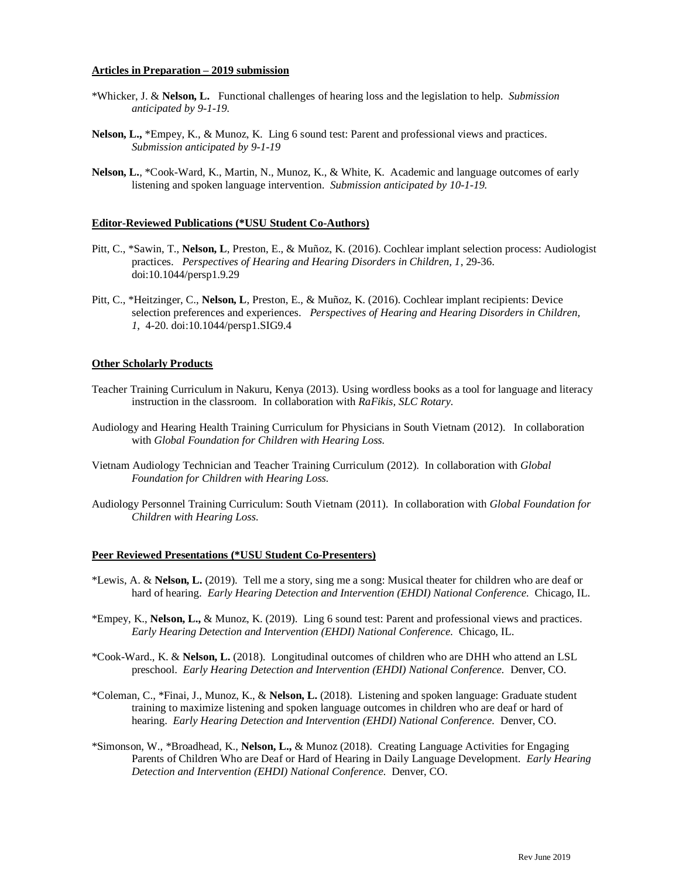**Articles in Preparation – 2019 submission**

*Whicker, J. & **Nelson, L.** Functional challenges of hearing loss and the legislation to help. *Submission anticipated by 9-1-19.*

**Nelson, L.,** *Empey, K., & Munoz, K. Ling 6 sound test: Parent and professional views and practices. *Submission anticipated by 9-1-19*

**Nelson, L.**, *Cook-Ward, K., Martin, N., Munoz, K., & White, K. Academic and language outcomes of early listening and spoken language intervention. *Submission anticipated by 10-1-19.*

**Editor-Reviewed Publications (*USU Student Co-Authors)**

Pitt, C., *Sawin, T., **Nelson, L**, Preston, E., & Muñoz, K. (2016). Cochlear implant selection process: Audiologist practices. *Perspectives of Hearing and Hearing Disorders in Children, 1*, 29-36. doi:10.1044/persp1.9.29

Pitt, C., *Heitzinger, C., **Nelson, L**, Preston, E., & Muñoz, K. (2016). Cochlear implant recipients: Device selection preferences and experiences. *Perspectives of Hearing and Hearing Disorders in Children, 1*, 4-20. doi:10.1044/persp1.SIG9.4

**Other Scholarly Products**

Teacher Training Curriculum in Nakuru, Kenya (2013). Using wordless books as a tool for language and literacy instruction in the classroom. In collaboration with *RaFikis, SLC Rotary.*

Audiology and Hearing Health Training Curriculum for Physicians in South Vietnam (2012). In collaboration with *Global Foundation for Children with Hearing Loss.*

Vietnam Audiology Technician and Teacher Training Curriculum (2012). In collaboration with *Global Foundation for Children with Hearing Loss.*

Audiology Personnel Training Curriculum: South Vietnam (2011). In collaboration with *Global Foundation for Children with Hearing Loss.*

**Peer Reviewed Presentations (*USU Student Co-Presenters)**

*Lewis, A. & **Nelson, L.** (2019). Tell me a story, sing me a song: Musical theater for children who are deaf or hard of hearing. *Early Hearing Detection and Intervention (EHDI) National Conference.* Chicago, IL.

*Empey, K., **Nelson, L.,** & Munoz, K. (2019). Ling 6 sound test: Parent and professional views and practices. *Early Hearing Detection and Intervention (EHDI) National Conference.* Chicago, IL.

*Cook-Ward., K. & **Nelson, L.** (2018). Longitudinal outcomes of children who are DHH who attend an LSL preschool. *Early Hearing Detection and Intervention (EHDI) National Conference.* Denver, CO.

*Coleman, C., *Finai, J., Munoz, K., & **Nelson, L.** (2018). Listening and spoken language: Graduate student training to maximize listening and spoken language outcomes in children who are deaf or hard of hearing. *Early Hearing Detection and Intervention (EHDI) National Conference.* Denver, CO.

*Simonson, W., *Broadhead, K., **Nelson, L.,** & Munoz (2018). Creating Language Activities for Engaging Parents of Children Who are Deaf or Hard of Hearing in Daily Language Development. *Early Hearing Detection and Intervention (EHDI) National Conference.* Denver, CO.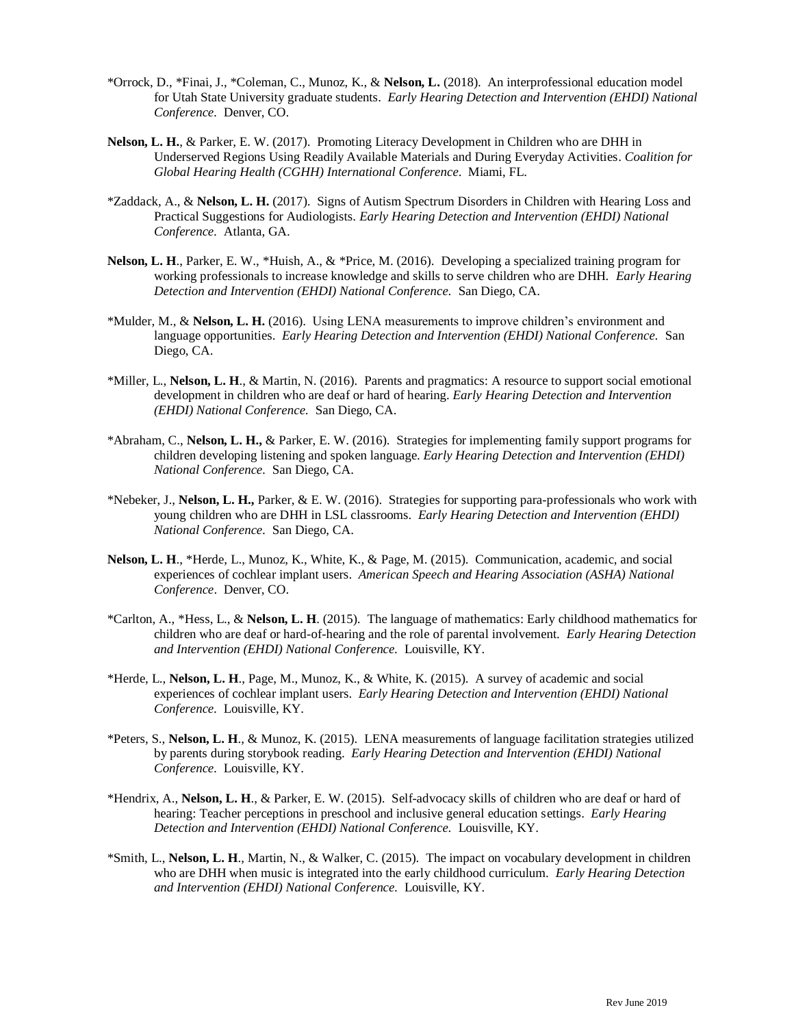*Orrock, D., *Finai, J., *Coleman, C., Munoz, K., & **Nelson, L.** (2018). An interprofessional education model for Utah State University graduate students. *Early Hearing Detection and Intervention (EHDI) National Conference.* Denver, CO.

**Nelson, L. H.**, & Parker, E. W. (2017). Promoting Literacy Development in Children who are DHH in Underserved Regions Using Readily Available Materials and During Everyday Activities. *Coalition for Global Hearing Health (CGHH) International Conference*. Miami, FL.

*Zaddack, A., & **Nelson, L. H.** (2017). Signs of Autism Spectrum Disorders in Children with Hearing Loss and Practical Suggestions for Audiologists. *Early Hearing Detection and Intervention (EHDI) National Conference.* Atlanta, GA.

**Nelson, L. H**., Parker, E. W., *Huish, A., & *Price, M. (2016). Developing a specialized training program for working professionals to increase knowledge and skills to serve children who are DHH. *Early Hearing Detection and Intervention (EHDI) National Conference.* San Diego, CA.

*Mulder, M., & **Nelson, L. H.** (2016). Using LENA measurements to improve children's environment and language opportunities. *Early Hearing Detection and Intervention (EHDI) National Conference.* San Diego, CA.

*Miller, L., **Nelson, L. H**., & Martin, N. (2016). Parents and pragmatics: A resource to support social emotional development in children who are deaf or hard of hearing. *Early Hearing Detection and Intervention (EHDI) National Conference.* San Diego, CA.

*Abraham, C., **Nelson, L. H.,** & Parker, E. W. (2016). Strategies for implementing family support programs for children developing listening and spoken language. *Early Hearing Detection and Intervention (EHDI) National Conference.* San Diego, CA.

*Nebeker, J., **Nelson, L. H.,** Parker, & E. W. (2016). Strategies for supporting para-professionals who work with young children who are DHH in LSL classrooms. *Early Hearing Detection and Intervention (EHDI) National Conference.* San Diego, CA.

**Nelson, L. H**., *Herde, L., Munoz, K., White, K., & Page, M. (2015). Communication, academic, and social experiences of cochlear implant users. *American Speech and Hearing Association (ASHA) National Conference*. Denver, CO.

*Carlton, A., *Hess, L., & **Nelson, L. H**. (2015). The language of mathematics: Early childhood mathematics for children who are deaf or hard-of-hearing and the role of parental involvement. *Early Hearing Detection and Intervention (EHDI) National Conference.* Louisville, KY.

*Herde, L., **Nelson, L. H**., Page, M., Munoz, K., & White, K. (2015). A survey of academic and social experiences of cochlear implant users. *Early Hearing Detection and Intervention (EHDI) National Conference.* Louisville, KY.

*Peters, S., **Nelson, L. H**., & Munoz, K. (2015). LENA measurements of language facilitation strategies utilized by parents during storybook reading. *Early Hearing Detection and Intervention (EHDI) National Conference.* Louisville, KY.

*Hendrix, A., **Nelson, L. H**., & Parker, E. W. (2015). Self-advocacy skills of children who are deaf or hard of hearing: Teacher perceptions in preschool and inclusive general education settings. *Early Hearing Detection and Intervention (EHDI) National Conference.* Louisville, KY.

*Smith, L., **Nelson, L. H**., Martin, N., & Walker, C. (2015). The impact on vocabulary development in children who are DHH when music is integrated into the early childhood curriculum. *Early Hearing Detection and Intervention (EHDI) National Conference.* Louisville, KY.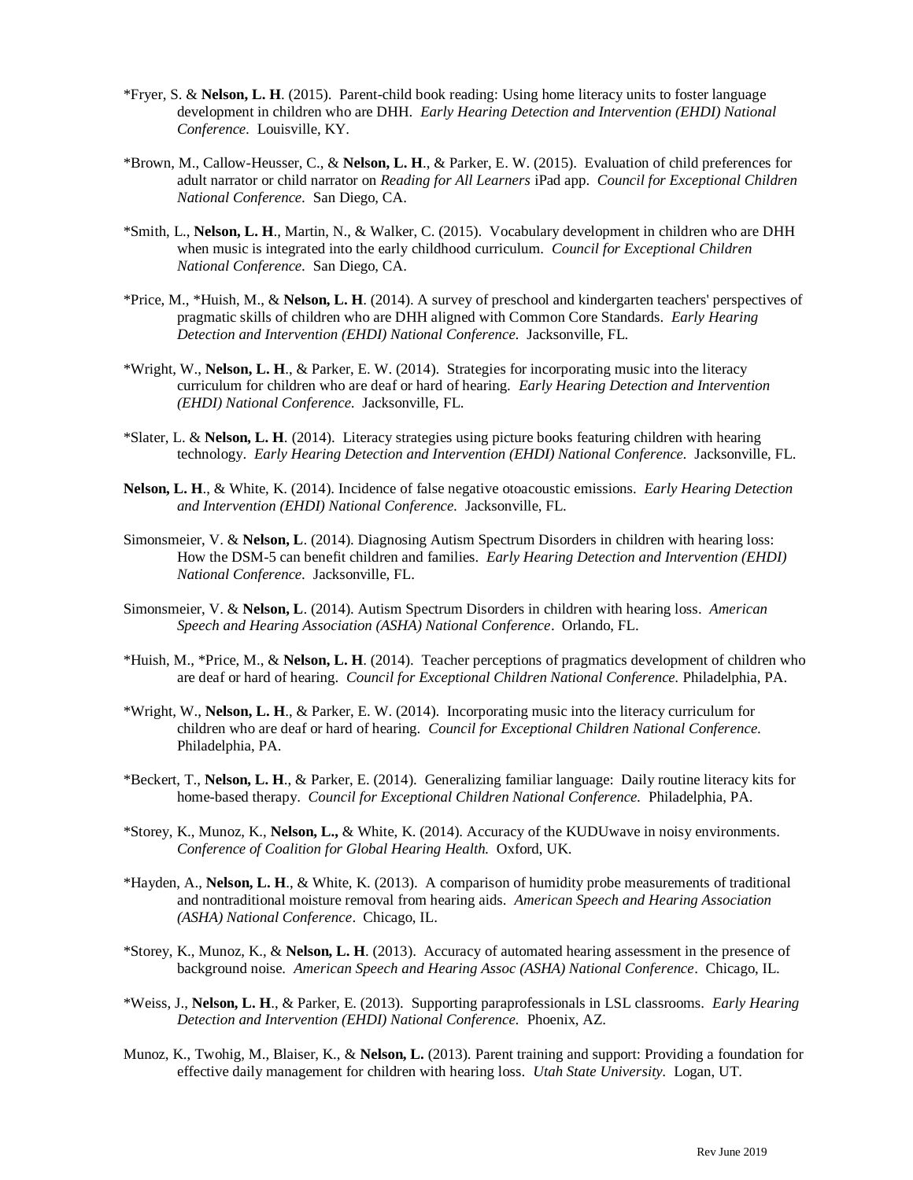*Fryer, S. & **Nelson, L. H**. (2015). Parent-child book reading: Using home literacy units to foster language development in children who are DHH. *Early Hearing Detection and Intervention (EHDI) National Conference.* Louisville, KY.

*Brown, M., Callow-Heusser, C., & **Nelson, L. H**., & Parker, E. W. (2015). Evaluation of child preferences for adult narrator or child narrator on *Reading for All Learners* iPad app. *Council for Exceptional Children National Conference.* San Diego, CA.

*Smith, L., **Nelson, L. H**., Martin, N., & Walker, C. (2015). Vocabulary development in children who are DHH when music is integrated into the early childhood curriculum. *Council for Exceptional Children National Conference.* San Diego, CA.

*Price, M., *Huish, M., & **Nelson, L. H**. (2014). A survey of preschool and kindergarten teachers' perspectives of pragmatic skills of children who are DHH aligned with Common Core Standards. *Early Hearing Detection and Intervention (EHDI) National Conference.* Jacksonville, FL.

*Wright, W., **Nelson, L. H**., & Parker, E. W. (2014). Strategies for incorporating music into the literacy curriculum for children who are deaf or hard of hearing. *Early Hearing Detection and Intervention (EHDI) National Conference.* Jacksonville, FL.

*Slater, L. & **Nelson, L. H**. (2014). Literacy strategies using picture books featuring children with hearing technology. *Early Hearing Detection and Intervention (EHDI) National Conference.* Jacksonville, FL.

**Nelson, L. H**., & White, K. (2014). Incidence of false negative otoacoustic emissions. *Early Hearing Detection and Intervention (EHDI) National Conference.* Jacksonville, FL.

Simonsmeier, V. & **Nelson, L**. (2014). Diagnosing Autism Spectrum Disorders in children with hearing loss: How the DSM-5 can benefit children and families. *Early Hearing Detection and Intervention (EHDI) National Conference.* Jacksonville, FL.

Simonsmeier, V. & **Nelson, L**. (2014). Autism Spectrum Disorders in children with hearing loss. *American Speech and Hearing Association (ASHA) National Conference*. Orlando, FL.

*Huish, M., *Price, M., & **Nelson, L. H**. (2014). Teacher perceptions of pragmatics development of children who are deaf or hard of hearing. *Council for Exceptional Children National Conference.* Philadelphia, PA.

*Wright, W., **Nelson, L. H**., & Parker, E. W. (2014). Incorporating music into the literacy curriculum for children who are deaf or hard of hearing. *Council for Exceptional Children National Conference.* Philadelphia, PA.

*Beckert, T., **Nelson, L. H**., & Parker, E. (2014). Generalizing familiar language: Daily routine literacy kits for home-based therapy. *Council for Exceptional Children National Conference.* Philadelphia, PA.

*Storey, K., Munoz, K., **Nelson, L.,** & White, K. (2014). Accuracy of the KUDUwave in noisy environments. *Conference of Coalition for Global Hearing Health.* Oxford, UK.

*Hayden, A., **Nelson, L. H**., & White, K. (2013). A comparison of humidity probe measurements of traditional and nontraditional moisture removal from hearing aids. *American Speech and Hearing Association (ASHA) National Conference*. Chicago, IL.

*Storey, K., Munoz, K., & **Nelson, L. H**. (2013). Accuracy of automated hearing assessment in the presence of background noise. *American Speech and Hearing Assoc (ASHA) National Conference*. Chicago, IL.

*Weiss, J., **Nelson, L. H**., & Parker, E. (2013). Supporting paraprofessionals in LSL classrooms. *Early Hearing Detection and Intervention (EHDI) National Conference.* Phoenix, AZ.

Munoz, K., Twohig, M., Blaiser, K., & **Nelson, L.** (2013). Parent training and support: Providing a foundation for effective daily management for children with hearing loss. *Utah State University.* Logan, UT.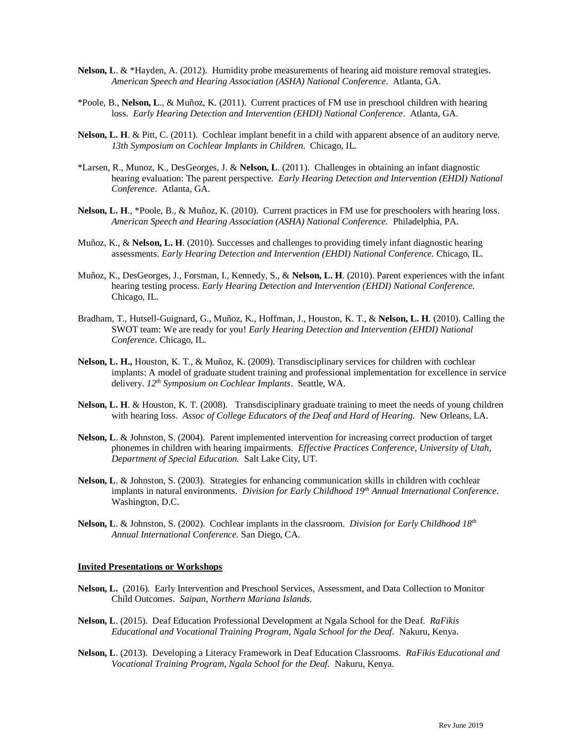**Nelson, L**. & *Hayden, A. (2012). Humidity probe measurements of hearing aid moisture removal strategies. *American Speech and Hearing Association (ASHA) National Conference*. Atlanta, GA.

*Poole, B., **Nelson, L**., & Muñoz, K. (2011). Current practices of FM use in preschool children with hearing loss. *Early Hearing Detection and Intervention (EHDI) National Conference*. Atlanta, GA.

**Nelson, L. H**. & Pitt, C. (2011). Cochlear implant benefit in a child with apparent absence of an auditory nerve. *13th Symposium on Cochlear Implants in Children.* Chicago, IL.

*Larsen, R., Munoz, K., DesGeorges, J. & **Nelson, L**. (2011). Challenges in obtaining an infant diagnostic hearing evaluation: The parent perspective. *Early Hearing Detection and Intervention (EHDI) National Conference.* Atlanta, GA.

**Nelson, L. H**., *Poole, B., & Muñoz, K. (2010). Current practices in FM use for preschoolers with hearing loss. *American Speech and Hearing Association (ASHA) National Conference.* Philadelphia, PA.

Muñoz, K., & **Nelson, L. H**. (2010). Successes and challenges to providing timely infant diagnostic hearing assessments. *Early Hearing Detection and Intervention (EHDI) National Conference.* Chicago, IL.

Muñoz, K., DesGeorges, J., Forsman, I., Kennedy, S., & **Nelson, L. H**. (2010). Parent experiences with the infant hearing testing process. *Early Hearing Detection and Intervention (EHDI) National Conference.* Chicago, IL.

Bradham, T., Hutsell-Guignard, G., Muñoz, K., Hoffman, J., Houston, K. T., & **Nelson, L. H**. (2010). Calling the SWOT team: We are ready for you! *Early Hearing Detection and Intervention (EHDI) National Conference.* Chicago, IL.

**Nelson, L. H.,** Houston, K. T., & Muñoz, K. (2009). Transdisciplinary services for children with cochlear implants: A model of graduate student training and professional implementation for excellence in service delivery. *12th Symposium on Cochlear Implants*. Seattle, WA.

**Nelson, L. H**. & Houston, K. T. (2008). Transdisciplinary graduate training to meet the needs of young children with hearing loss. *Assoc of College Educators of the Deaf and Hard of Hearing.* New Orleans, LA.

**Nelson, L**. & Johnston, S. (2004). Parent implemented intervention for increasing correct production of target phonemes in children with hearing impairments. *Effective Practices Conference, University of Utah, Department of Special Education.* Salt Lake City, UT.

**Nelson, L**. & Johnston, S. (2003). Strategies for enhancing communication skills in children with cochlear implants in natural environments. *Division for Early Childhood 19th Annual International Conference*. Washington, D.C.

**Nelson, L**. & Johnston, S. (2002). Cochlear implants in the classroom. *Division for Early Childhood 18th Annual International Conference.* San Diego, CA.

**Invited Presentations or Workshops**

**Nelson, L.** (2016). Early Intervention and Preschool Services, Assessment, and Data Collection to Monitor Child Outcomes. *Saipan, Northern Mariana Islands.*

**Nelson, L**. (2015). Deaf Education Professional Development at Ngala School for the Deaf. *RaFikis Educational and Vocational Training Program, Ngala School for the Deaf.* Nakuru, Kenya.

**Nelson, L**. (2013). Developing a Literacy Framework in Deaf Education Classrooms. *RaFikis Educational and Vocational Training Program, Ngala School for the Deaf.* Nakuru, Kenya.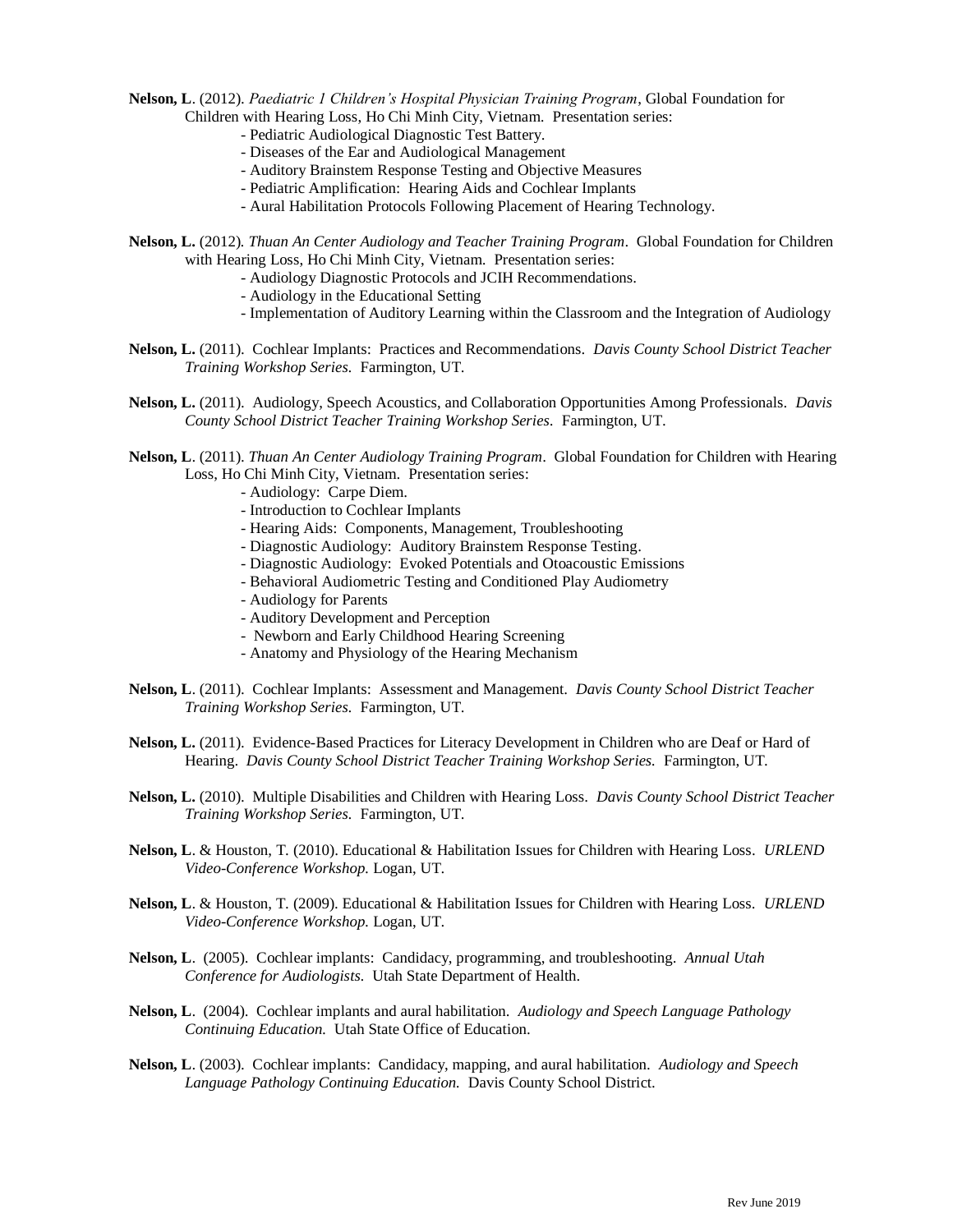**Nelson, L**. (2012). *Paediatric 1 Children's Hospital Physician Training Program*, Global Foundation for Children with Hearing Loss, Ho Chi Minh City, Vietnam. Presentation series:

- Pediatric Audiological Diagnostic Test Battery.
- Diseases of the Ear and Audiological Management
- Auditory Brainstem Response Testing and Objective Measures
- Pediatric Amplification: Hearing Aids and Cochlear Implants
- Aural Habilitation Protocols Following Placement of Hearing Technology.

**Nelson, L.** (2012). *Thuan An Center Audiology and Teacher Training Program*. Global Foundation for Children with Hearing Loss, Ho Chi Minh City, Vietnam. Presentation series:

- Audiology Diagnostic Protocols and JCIH Recommendations.
- Audiology in the Educational Setting
- Implementation of Auditory Learning within the Classroom and the Integration of Audiology

**Nelson, L.** (2011). Cochlear Implants: Practices and Recommendations. *Davis County School District Teacher Training Workshop Series.* Farmington, UT.

**Nelson, L.** (2011). Audiology, Speech Acoustics, and Collaboration Opportunities Among Professionals. *Davis County School District Teacher Training Workshop Series.* Farmington, UT.

**Nelson, L**. (2011). *Thuan An Center Audiology Training Program*. Global Foundation for Children with Hearing Loss, Ho Chi Minh City, Vietnam. Presentation series:

- Audiology: Carpe Diem.
- Introduction to Cochlear Implants
- Hearing Aids: Components, Management, Troubleshooting
- Diagnostic Audiology: Auditory Brainstem Response Testing.
- Diagnostic Audiology: Evoked Potentials and Otoacoustic Emissions
- Behavioral Audiometric Testing and Conditioned Play Audiometry
- Audiology for Parents
- Auditory Development and Perception
- Newborn and Early Childhood Hearing Screening
- Anatomy and Physiology of the Hearing Mechanism

**Nelson, L**. (2011). Cochlear Implants: Assessment and Management. *Davis County School District Teacher Training Workshop Series.* Farmington, UT.

**Nelson, L.** (2011). Evidence-Based Practices for Literacy Development in Children who are Deaf or Hard of Hearing. *Davis County School District Teacher Training Workshop Series.* Farmington, UT.

**Nelson, L.** (2010). Multiple Disabilities and Children with Hearing Loss. *Davis County School District Teacher Training Workshop Series.* Farmington, UT.

**Nelson, L**. & Houston, T. (2010). Educational & Habilitation Issues for Children with Hearing Loss. *URLEND Video-Conference Workshop.* Logan, UT.

**Nelson, L**. & Houston, T. (2009). Educational & Habilitation Issues for Children with Hearing Loss. *URLEND Video-Conference Workshop.* Logan, UT.

**Nelson, L**. (2005). Cochlear implants: Candidacy, programming, and troubleshooting. *Annual Utah Conference for Audiologists.* Utah State Department of Health.

**Nelson, L**. (2004). Cochlear implants and aural habilitation. *Audiology and Speech Language Pathology Continuing Education.* Utah State Office of Education.

**Nelson, L**. (2003). Cochlear implants: Candidacy, mapping, and aural habilitation. *Audiology and Speech Language Pathology Continuing Education.* Davis County School District.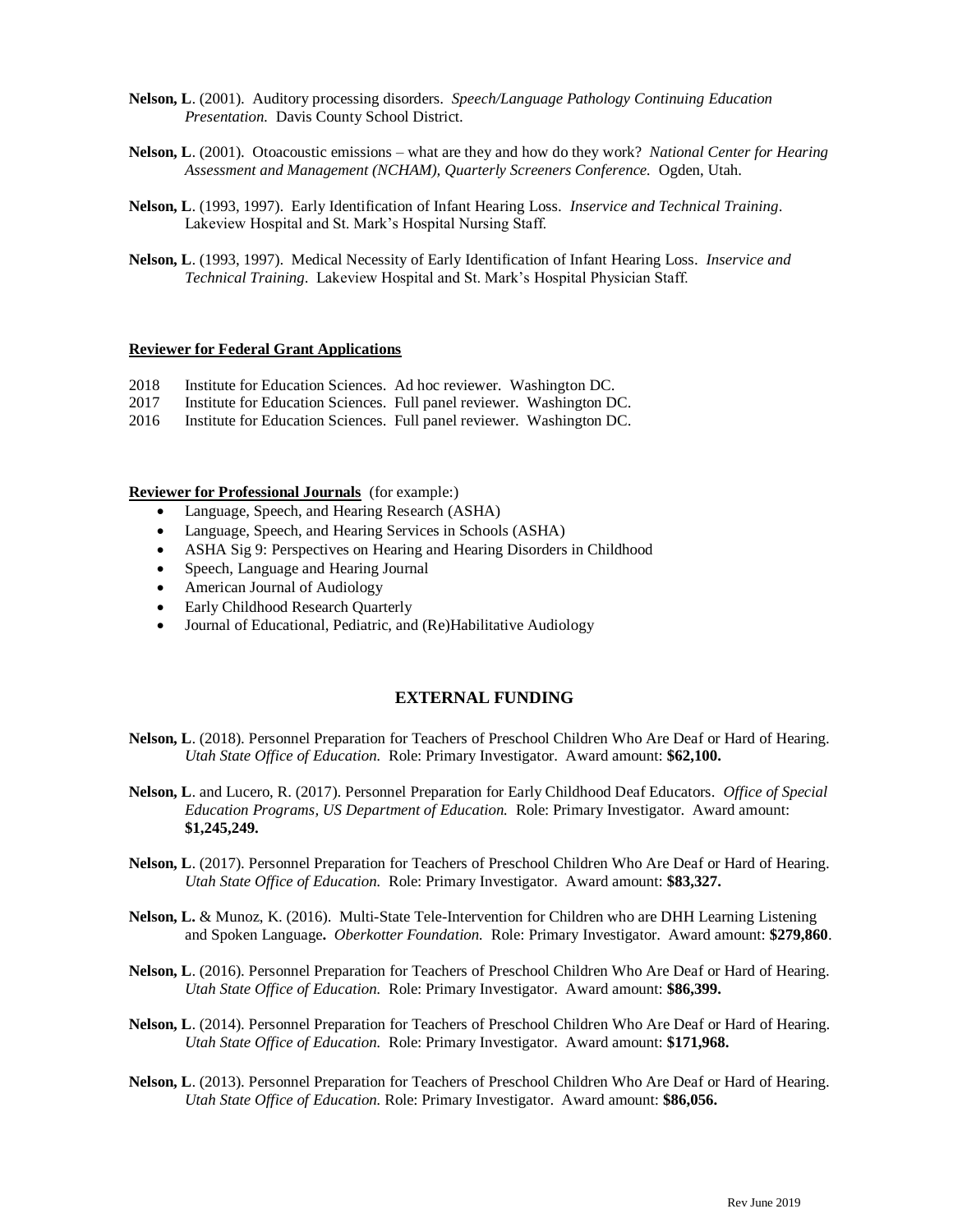**Nelson, L**. (2001). Auditory processing disorders. *Speech/Language Pathology Continuing Education Presentation.* Davis County School District.

**Nelson, L**. (2001). Otoacoustic emissions – what are they and how do they work? *National Center for Hearing Assessment and Management (NCHAM), Quarterly Screeners Conference.* Ogden, Utah.

**Nelson, L**. (1993, 1997). Early Identification of Infant Hearing Loss. *Inservice and Technical Training*. Lakeview Hospital and St. Mark's Hospital Nursing Staff.

**Nelson, L**. (1993, 1997). Medical Necessity of Early Identification of Infant Hearing Loss. *Inservice and Technical Training*. Lakeview Hospital and St. Mark's Hospital Physician Staff.

**Reviewer for Federal Grant Applications**

2018 Institute for Education Sciences. Ad hoc reviewer. Washington DC.
2017 Institute for Education Sciences. Full panel reviewer. Washington DC.
2016 Institute for Education Sciences. Full panel reviewer. Washington DC.

**Reviewer for Professional Journals** (for example:)

- Language, Speech, and Hearing Research (ASHA)
- Language, Speech, and Hearing Services in Schools (ASHA)
- ASHA Sig 9: Perspectives on Hearing and Hearing Disorders in Childhood
- Speech, Language and Hearing Journal
- American Journal of Audiology
- Early Childhood Research Quarterly
- Journal of Educational, Pediatric, and (Re)Habilitative Audiology

## EXTERNAL FUNDING

**Nelson, L**. (2018). Personnel Preparation for Teachers of Preschool Children Who Are Deaf or Hard of Hearing. *Utah State Office of Education.* Role: Primary Investigator. Award amount: **$62,100.**

**Nelson, L**. and Lucero, R. (2017). Personnel Preparation for Early Childhood Deaf Educators. *Office of Special Education Programs, US Department of Education.* Role: Primary Investigator. Award amount: **$1,245,249.**

**Nelson, L**. (2017). Personnel Preparation for Teachers of Preschool Children Who Are Deaf or Hard of Hearing. *Utah State Office of Education.* Role: Primary Investigator. Award amount: **$83,327.**

**Nelson, L.** & Munoz, K. (2016). Multi-State Tele-Intervention for Children who are DHH Learning Listening and Spoken Language**.** *Oberkotter Foundation.* Role: Primary Investigator. Award amount: **$279,860**.

**Nelson, L**. (2016). Personnel Preparation for Teachers of Preschool Children Who Are Deaf or Hard of Hearing. *Utah State Office of Education.* Role: Primary Investigator. Award amount: **$86,399.**

**Nelson, L**. (2014). Personnel Preparation for Teachers of Preschool Children Who Are Deaf or Hard of Hearing. *Utah State Office of Education.* Role: Primary Investigator. Award amount: **$171,968.**

**Nelson, L**. (2013). Personnel Preparation for Teachers of Preschool Children Who Are Deaf or Hard of Hearing. *Utah State Office of Education.* Role: Primary Investigator. Award amount: **$86,056.**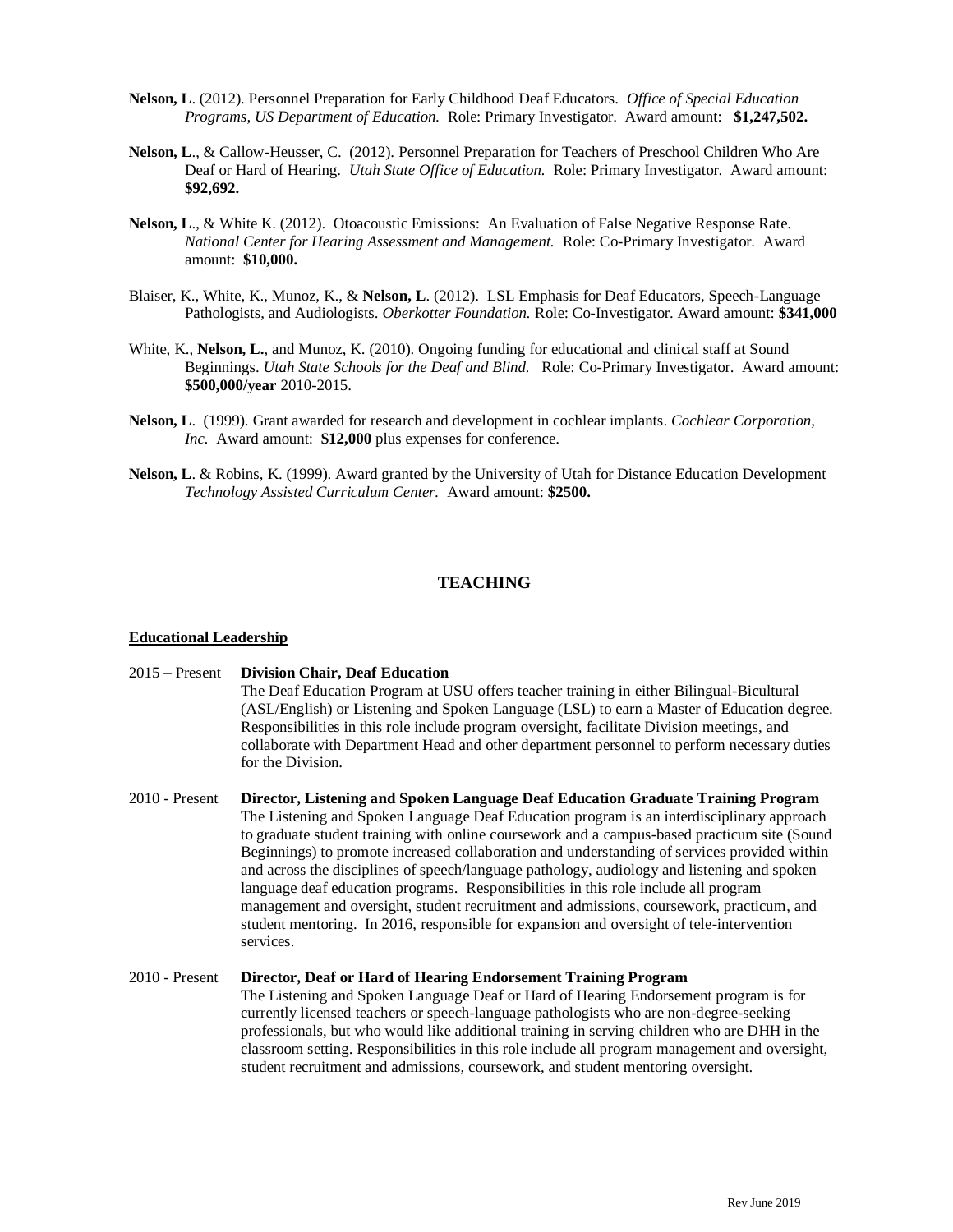**Nelson, L**. (2012). Personnel Preparation for Early Childhood Deaf Educators. *Office of Special Education Programs, US Department of Education.* Role: Primary Investigator. Award amount: **$1,247,502.**

**Nelson, L**., & Callow-Heusser, C. (2012). Personnel Preparation for Teachers of Preschool Children Who Are Deaf or Hard of Hearing. *Utah State Office of Education.* Role: Primary Investigator. Award amount: **$92,692.**

**Nelson, L**., & White K. (2012). Otoacoustic Emissions: An Evaluation of False Negative Response Rate. *National Center for Hearing Assessment and Management.* Role: Co-Primary Investigator. Award amount: **$10,000.**

Blaiser, K., White, K., Munoz, K., & **Nelson, L**. (2012). LSL Emphasis for Deaf Educators, Speech-Language Pathologists, and Audiologists. *Oberkotter Foundation.* Role: Co-Investigator. Award amount: **$341,000**

White, K., **Nelson, L.**, and Munoz, K. (2010). Ongoing funding for educational and clinical staff at Sound Beginnings. *Utah State Schools for the Deaf and Blind.* Role: Co-Primary Investigator. Award amount: **$500,000/year** 2010-2015.

**Nelson, L**. (1999). Grant awarded for research and development in cochlear implants. *Cochlear Corporation, Inc.* Award amount: **$12,000** plus expenses for conference.

**Nelson, L**. & Robins, K. (1999). Award granted by the University of Utah for Distance Education Development *Technology Assisted Curriculum Center.* Award amount: **$2500.**

## TEACHING

### Educational Leadership

2015 – Present **Division Chair, Deaf Education**
The Deaf Education Program at USU offers teacher training in either Bilingual-Bicultural (ASL/English) or Listening and Spoken Language (LSL) to earn a Master of Education degree. Responsibilities in this role include program oversight, facilitate Division meetings, and collaborate with Department Head and other department personnel to perform necessary duties for the Division.

2010 - Present **Director, Listening and Spoken Language Deaf Education Graduate Training Program**
The Listening and Spoken Language Deaf Education program is an interdisciplinary approach to graduate student training with online coursework and a campus-based practicum site (Sound Beginnings) to promote increased collaboration and understanding of services provided within and across the disciplines of speech/language pathology, audiology and listening and spoken language deaf education programs. Responsibilities in this role include all program management and oversight, student recruitment and admissions, coursework, practicum, and student mentoring. In 2016, responsible for expansion and oversight of tele-intervention services.

2010 - Present **Director, Deaf or Hard of Hearing Endorsement Training Program**
The Listening and Spoken Language Deaf or Hard of Hearing Endorsement program is for currently licensed teachers or speech-language pathologists who are non-degree-seeking professionals, but who would like additional training in serving children who are DHH in the classroom setting. Responsibilities in this role include all program management and oversight, student recruitment and admissions, coursework, and student mentoring oversight.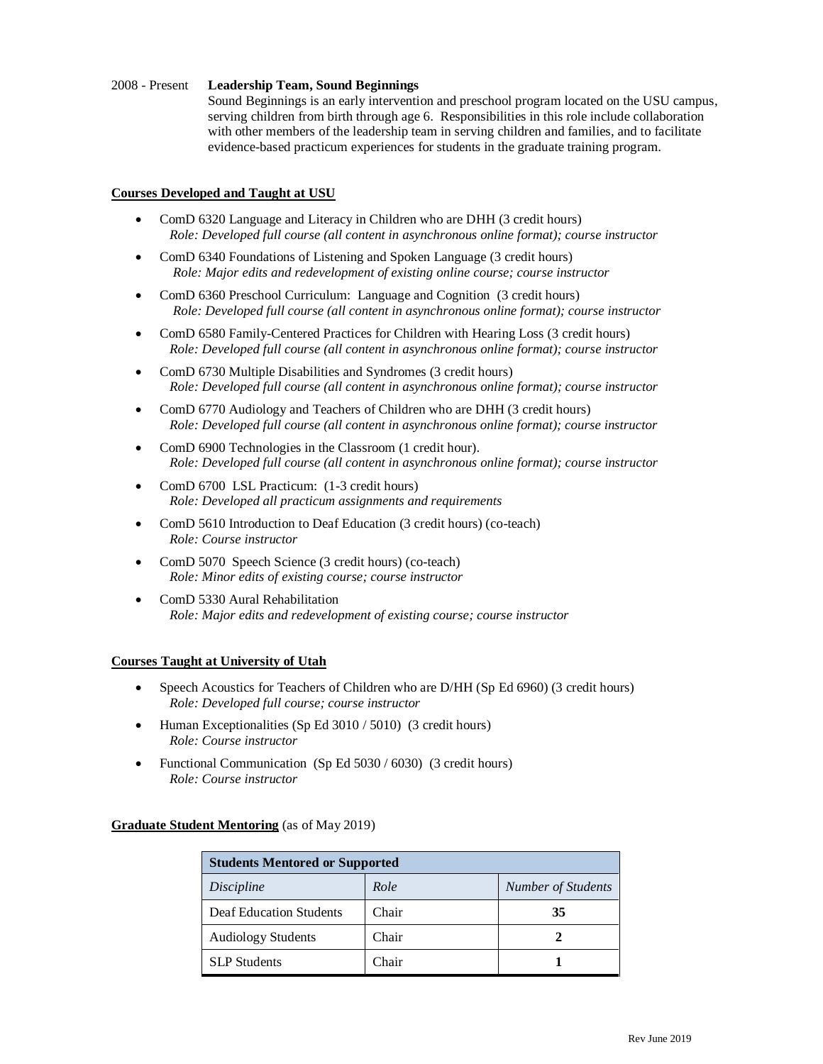2008 - Present **Leadership Team, Sound Beginnings**

Sound Beginnings is an early intervention and preschool program located on the USU campus, serving children from birth through age 6. Responsibilities in this role include collaboration with other members of the leadership team in serving children and families, and to facilitate evidence-based practicum experiences for students in the graduate training program.

**<u>Courses Developed and Taught at USU</u>**

- ComD 6320 Language and Literacy in Children who are DHH (3 credit hours)
  *Role: Developed full course (all content in asynchronous online format); course instructor*
- ComD 6340 Foundations of Listening and Spoken Language (3 credit hours)
  *Role: Major edits and redevelopment of existing online course; course instructor*
- ComD 6360 Preschool Curriculum: Language and Cognition (3 credit hours)
  *Role: Developed full course (all content in asynchronous online format); course instructor*
- ComD 6580 Family-Centered Practices for Children with Hearing Loss (3 credit hours)
  *Role: Developed full course (all content in asynchronous online format); course instructor*
- ComD 6730 Multiple Disabilities and Syndromes (3 credit hours)
  *Role: Developed full course (all content in asynchronous online format); course instructor*
- ComD 6770 Audiology and Teachers of Children who are DHH (3 credit hours)
  *Role: Developed full course (all content in asynchronous online format); course instructor*
- ComD 6900 Technologies in the Classroom (1 credit hour).
  *Role: Developed full course (all content in asynchronous online format); course instructor*
- ComD 6700 LSL Practicum: (1-3 credit hours)
  *Role: Developed all practicum assignments and requirements*
- ComD 5610 Introduction to Deaf Education (3 credit hours) (co-teach)
  *Role: Course instructor*
- ComD 5070 Speech Science (3 credit hours) (co-teach)
  *Role: Minor edits of existing course; course instructor*
- ComD 5330 Aural Rehabilitation
  *Role: Major edits and redevelopment of existing course; course instructor*

**<u>Courses Taught at University of Utah</u>**

- Speech Acoustics for Teachers of Children who are D/HH (Sp Ed 6960) (3 credit hours)
  *Role: Developed full course; course instructor*
- Human Exceptionalities (Sp Ed 3010 / 5010) (3 credit hours)
  *Role: Course instructor*
- Functional Communication (Sp Ed 5030 / 6030) (3 credit hours)
  *Role: Course instructor*

**<u>Graduate Student Mentoring</u>** (as of May 2019)

| **Students Mentored or Supported** | | |
|---|---|---|
| *Discipline* | *Role* | *Number of Students* |
| Deaf Education Students | Chair | **35** |
| Audiology Students | Chair | **2** |
| SLP Students | Chair | **1** |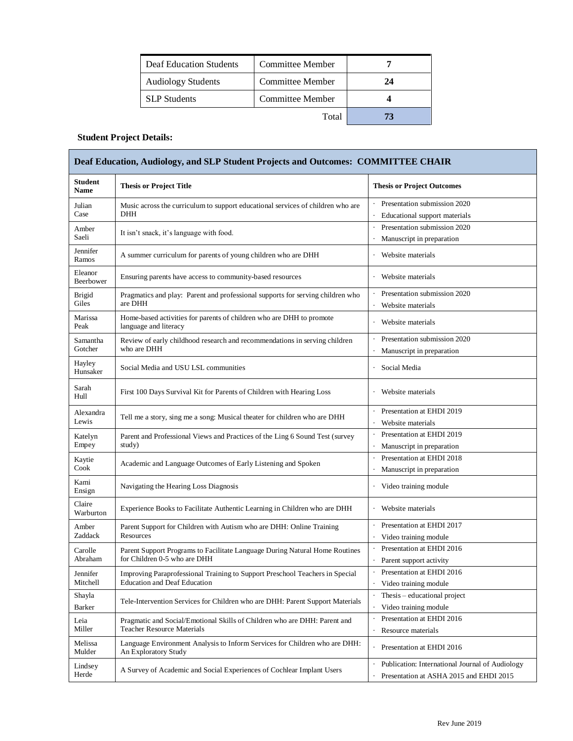| Deaf Education Students | Committee Member | 7 |
|---|---|---|
| Audiology Students | Committee Member | 24 |
| SLP Students | Committee Member | 4 |
| | Total | 73 |

**Student Project Details:**

| Deaf Education, Audiology, and SLP Student Projects and Outcomes: COMMITTEE CHAIR | | |
|---|---|---|
| **Student Name** | **Thesis or Project Title** | **Thesis or Project Outcomes** |
| Julian Case | Music across the curriculum to support educational services of children who are DHH | · Presentation submission 2020<br>· Educational support materials |
| Amber Saeli | It isn't snack, it's language with food. | · Presentation submission 2020<br>· Manuscript in preparation |
| Jennifer Ramos | A summer curriculum for parents of young children who are DHH | · Website materials |
| Eleanor Beerbower | Ensuring parents have access to community-based resources | · Website materials |
| Brigid Giles | Pragmatics and play: Parent and professional supports for serving children who are DHH | · Presentation submission 2020<br>· Website materials |
| Marissa Peak | Home-based activities for parents of children who are DHH to promote language and literacy | · Website materials |
| Samantha Gotcher | Review of early childhood research and recommendations in serving children who are DHH | · Presentation submission 2020<br>· Manuscript in preparation |
| Hayley Hunsaker | Social Media and USU LSL communities | · Social Media |
| Sarah Hull | First 100 Days Survival Kit for Parents of Children with Hearing Loss | · Website materials |
| Alexandra Lewis | Tell me a story, sing me a song: Musical theater for children who are DHH | · Presentation at EHDI 2019<br>· Website materials |
| Katelyn Empey | Parent and Professional Views and Practices of the Ling 6 Sound Test (survey study) | · Presentation at EHDI 2019<br>· Manuscript in preparation |
| Kaytie Cook | Academic and Language Outcomes of Early Listening and Spoken | · Presentation at EHDI 2018<br>· Manuscript in preparation |
| Kami Ensign | Navigating the Hearing Loss Diagnosis | · Video training module |
| Claire Warburton | Experience Books to Facilitate Authentic Learning in Children who are DHH | · Website materials |
| Amber Zaddack | Parent Support for Children with Autism who are DHH: Online Training Resources | · Presentation at EHDI 2017<br>· Video training module |
| Carolle Abraham | Parent Support Programs to Facilitate Language During Natural Home Routines for Children 0-5 who are DHH | · Presentation at EHDI 2016<br>· Parent support activity |
| Jennifer Mitchell | Improving Paraprofessional Training to Support Preschool Teachers in Special Education and Deaf Education | · Presentation at EHDI 2016<br>· Video training module |
| Shayla Barker | Tele-Intervention Services for Children who are DHH: Parent Support Materials | · Thesis – educational project<br>· Video training module |
| Leia Miller | Pragmatic and Social/Emotional Skills of Children who are DHH: Parent and Teacher Resource Materials | · Presentation at EHDI 2016<br>· Resource materials |
| Melissa Mulder | Language Environment Analysis to Inform Services for Children who are DHH: An Exploratory Study | · Presentation at EHDI 2016 |
| Lindsey Herde | A Survey of Academic and Social Experiences of Cochlear Implant Users | · Publication: International Journal of Audiology<br>· Presentation at ASHA 2015 and EHDI 2015 |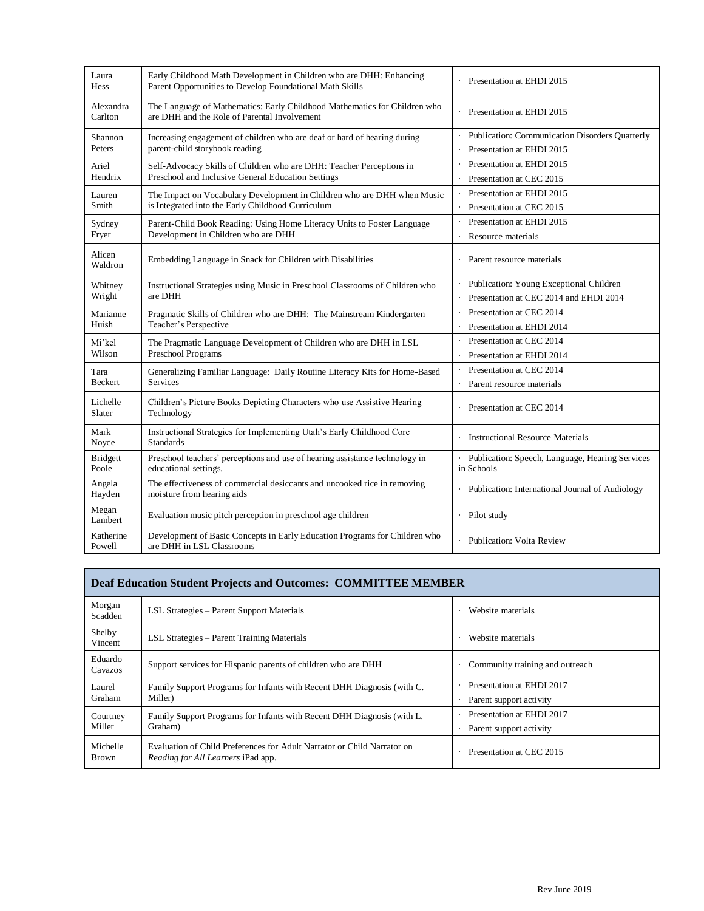| | | |
|---|---|---|
| Laura Hess | Early Childhood Math Development in Children who are DHH: Enhancing Parent Opportunities to Develop Foundational Math Skills | · Presentation at EHDI 2015 |
| Alexandra Carlton | The Language of Mathematics: Early Childhood Mathematics for Children who are DHH and the Role of Parental Involvement | · Presentation at EHDI 2015 |
| Shannon Peters | Increasing engagement of children who are deaf or hard of hearing during parent-child storybook reading | · Publication: Communication Disorders Quarterly<br>· Presentation at EHDI 2015 |
| Ariel Hendrix | Self-Advocacy Skills of Children who are DHH: Teacher Perceptions in Preschool and Inclusive General Education Settings | · Presentation at EHDI 2015<br>· Presentation at CEC 2015 |
| Lauren Smith | The Impact on Vocabulary Development in Children who are DHH when Music is Integrated into the Early Childhood Curriculum | · Presentation at EHDI 2015<br>· Presentation at CEC 2015 |
| Sydney Fryer | Parent-Child Book Reading: Using Home Literacy Units to Foster Language Development in Children who are DHH | · Presentation at EHDI 2015<br>· Resource materials |
| Alicen Waldron | Embedding Language in Snack for Children with Disabilities | · Parent resource materials |
| Whitney Wright | Instructional Strategies using Music in Preschool Classrooms of Children who are DHH | · Publication: Young Exceptional Children<br>· Presentation at CEC 2014 and EHDI 2014 |
| Marianne Huish | Pragmatic Skills of Children who are DHH: The Mainstream Kindergarten Teacher's Perspective | · Presentation at CEC 2014<br>· Presentation at EHDI 2014 |
| Mi'kel Wilson | The Pragmatic Language Development of Children who are DHH in LSL Preschool Programs | · Presentation at CEC 2014<br>· Presentation at EHDI 2014 |
| Tara Beckert | Generalizing Familiar Language: Daily Routine Literacy Kits for Home-Based Services | · Presentation at CEC 2014<br>· Parent resource materials |
| Lichelle Slater | Children's Picture Books Depicting Characters who use Assistive Hearing Technology | · Presentation at CEC 2014 |
| Mark Noyce | Instructional Strategies for Implementing Utah's Early Childhood Core Standards | · Instructional Resource Materials |
| Bridgett Poole | Preschool teachers' perceptions and use of hearing assistance technology in educational settings. | · Publication: Speech, Language, Hearing Services in Schools |
| Angela Hayden | The effectiveness of commercial desiccants and uncooked rice in removing moisture from hearing aids | · Publication: International Journal of Audiology |
| Megan Lambert | Evaluation music pitch perception in preschool age children | · Pilot study |
| Katherine Powell | Development of Basic Concepts in Early Education Programs for Children who are DHH in LSL Classrooms | · Publication: Volta Review |

| **Deaf Education Student Projects and Outcomes: COMMITTEE MEMBER** | | |
|---|---|---|
| Morgan Scadden | LSL Strategies – Parent Support Materials | · Website materials |
| Shelby Vincent | LSL Strategies – Parent Training Materials | · Website materials |
| Eduardo Cavazos | Support services for Hispanic parents of children who are DHH | · Community training and outreach |
| Laurel Graham | Family Support Programs for Infants with Recent DHH Diagnosis (with C. Miller) | · Presentation at EHDI 2017<br>· Parent support activity |
| Courtney Miller | Family Support Programs for Infants with Recent DHH Diagnosis (with L. Graham) | · Presentation at EHDI 2017<br>· Parent support activity |
| Michelle Brown | Evaluation of Child Preferences for Adult Narrator or Child Narrator on *Reading for All Learners* iPad app. | · Presentation at CEC 2015 |

Rev June 2019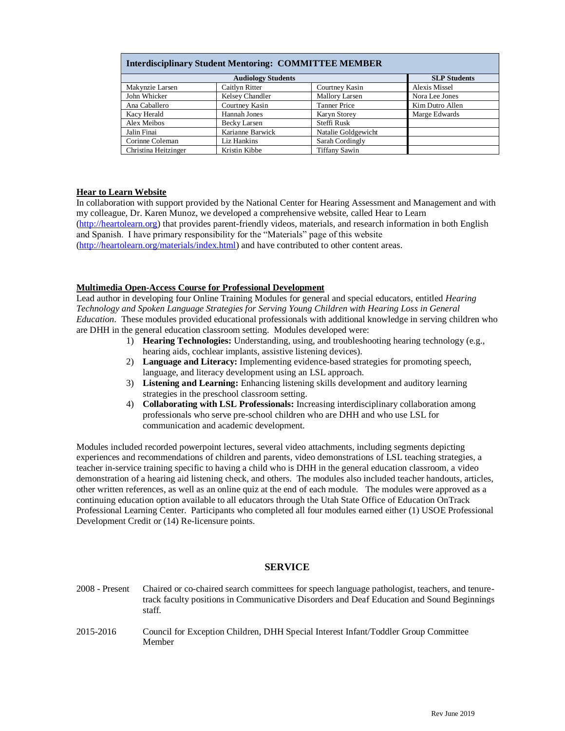| Interdisciplinary Student Mentoring: COMMITTEE MEMBER | | | |
|---|---|---|---|
| Audiology Students | | | SLP Students |
| Makynzie Larsen | Caitlyn Ritter | Courtney Kasin | Alexis Missel |
| John Whicker | Kelsey Chandler | Mallory Larsen | Nora Lee Jones |
| Ana Caballero | Courtney Kasin | Tanner Price | Kim Dutro Allen |
| Kacy Herald | Hannah Jones | Karyn Storey | Marge Edwards |
| Alex Meibos | Becky Larsen | Steffi Rusk | |
| Jalin Finai | Karianne Barwick | Natalie Goldgewicht | |
| Corinne Coleman | Liz Hankins | Sarah Cordingly | |
| Christina Heitzinger | Kristin Kibbe | Tiffany Sawin | |

**Hear to Learn Website**

In collaboration with support provided by the National Center for Hearing Assessment and Management and with my colleague, Dr. Karen Munoz, we developed a comprehensive website, called Hear to Learn (http://heartolearn.org) that provides parent-friendly videos, materials, and research information in both English and Spanish. I have primary responsibility for the "Materials" page of this website (http://heartolearn.org/materials/index.html) and have contributed to other content areas.

**Multimedia Open-Access Course for Professional Development**

Lead author in developing four Online Training Modules for general and special educators, entitled *Hearing Technology and Spoken Language Strategies for Serving Young Children with Hearing Loss in General Education*. These modules provided educational professionals with additional knowledge in serving children who are DHH in the general education classroom setting. Modules developed were:

1) **Hearing Technologies:** Understanding, using, and troubleshooting hearing technology (e.g., hearing aids, cochlear implants, assistive listening devices).
2) **Language and Literacy:** Implementing evidence-based strategies for promoting speech, language, and literacy development using an LSL approach.
3) **Listening and Learning:** Enhancing listening skills development and auditory learning strategies in the preschool classroom setting.
4) **Collaborating with LSL Professionals:** Increasing interdisciplinary collaboration among professionals who serve pre-school children who are DHH and who use LSL for communication and academic development.

Modules included recorded powerpoint lectures, several video attachments, including segments depicting experiences and recommendations of children and parents, video demonstrations of LSL teaching strategies, a teacher in-service training specific to having a child who is DHH in the general education classroom, a video demonstration of a hearing aid listening check, and others. The modules also included teacher handouts, articles, other written references, as well as an online quiz at the end of each module. The modules were approved as a continuing education option available to all educators through the Utah State Office of Education OnTrack Professional Learning Center. Participants who completed all four modules earned either (1) USOE Professional Development Credit or (14) Re-licensure points.

## SERVICE

2008 - Present  Chaired or co-chaired search committees for speech language pathologist, teachers, and tenure-track faculty positions in Communicative Disorders and Deaf Education and Sound Beginnings staff.

2015-2016  Council for Exception Children, DHH Special Interest Infant/Toddler Group Committee Member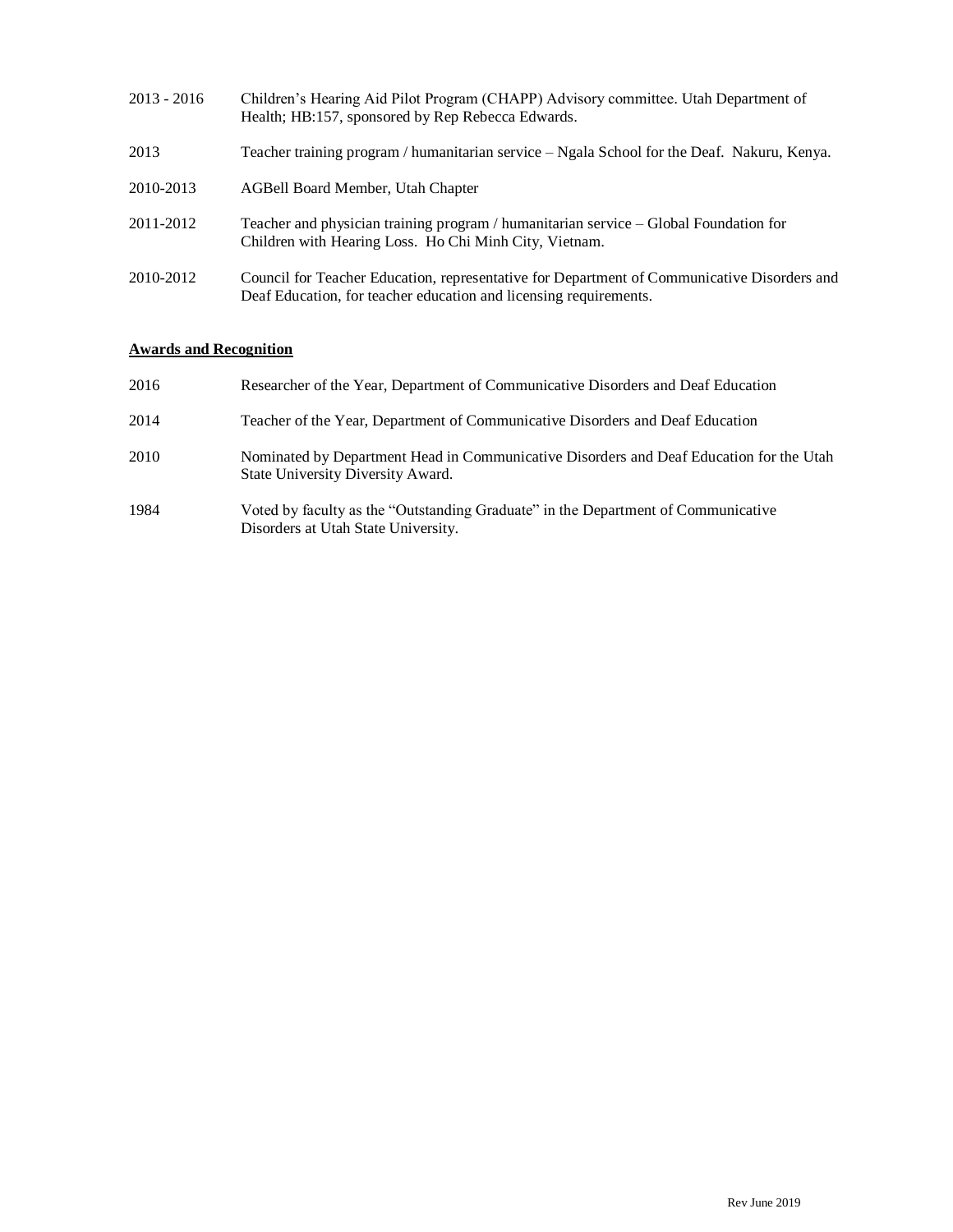| | |
|---|---|
| 2013 - 2016 | Children's Hearing Aid Pilot Program (CHAPP) Advisory committee. Utah Department of Health; HB:157, sponsored by Rep Rebecca Edwards. |
| 2013 | Teacher training program / humanitarian service – Ngala School for the Deaf. Nakuru, Kenya. |
| 2010-2013 | AGBell Board Member, Utah Chapter |
| 2011-2012 | Teacher and physician training program / humanitarian service – Global Foundation for Children with Hearing Loss. Ho Chi Minh City, Vietnam. |
| 2010-2012 | Council for Teacher Education, representative for Department of Communicative Disorders and Deaf Education, for teacher education and licensing requirements. |

**Awards and Recognition**

| | |
|---|---|
| 2016 | Researcher of the Year, Department of Communicative Disorders and Deaf Education |
| 2014 | Teacher of the Year, Department of Communicative Disorders and Deaf Education |
| 2010 | Nominated by Department Head in Communicative Disorders and Deaf Education for the Utah State University Diversity Award. |
| 1984 | Voted by faculty as the "Outstanding Graduate" in the Department of Communicative Disorders at Utah State University. |

Rev June 2019